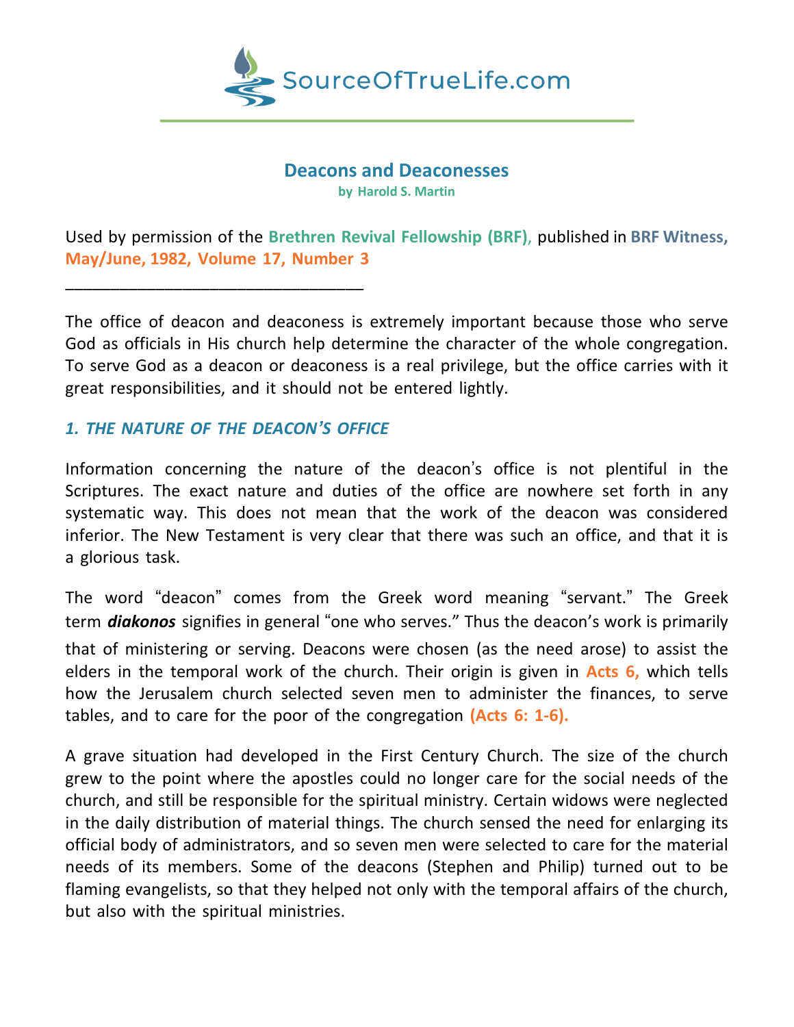SourceOfTrueLife.com

# Deacons and Deaconesses

**by Harold S. Martin**

Used by permission of the **Brethren Revival Fellowship (BRF)**, published in **BRF Witness, May/June, 1982, Volume 17, Number 3**

\_\_\_\_\_\_\_\_\_\_\_\_\_\_\_\_\_\_\_\_\_\_\_\_\_\_\_\_\_\_\_\_

The office of deacon and deaconess is extremely important because those who serve God as officials in His church help determine the character of the whole congregation. To serve God as a deacon or deaconess is a real privilege, but the office carries with it great responsibilities, and it should not be entered lightly.

## *1. THE NATURE OF THE DEACON'S OFFICE*

Information concerning the nature of the deacon's office is not plentiful in the Scriptures. The exact nature and duties of the office are nowhere set forth in any systematic way. This does not mean that the work of the deacon was considered inferior. The New Testament is very clear that there was such an office, and that it is a glorious task.

The word "deacon" comes from the Greek word meaning "servant." The Greek term ***diakonos*** signifies in general "one who serves." Thus the deacon's work is primarily that of ministering or serving. Deacons were chosen (as the need arose) to assist the elders in the temporal work of the church. Their origin is given in **Acts 6,** which tells how the Jerusalem church selected seven men to administer the finances, to serve tables, and to care for the poor of the congregation **(Acts 6: 1-6).**

A grave situation had developed in the First Century Church. The size of the church grew to the point where the apostles could no longer care for the social needs of the church, and still be responsible for the spiritual ministry. Certain widows were neglected in the daily distribution of material things. The church sensed the need for enlarging its official body of administrators, and so seven men were selected to care for the material needs of its members. Some of the deacons (Stephen and Philip) turned out to be flaming evangelists, so that they helped not only with the temporal affairs of the church, but also with the spiritual ministries.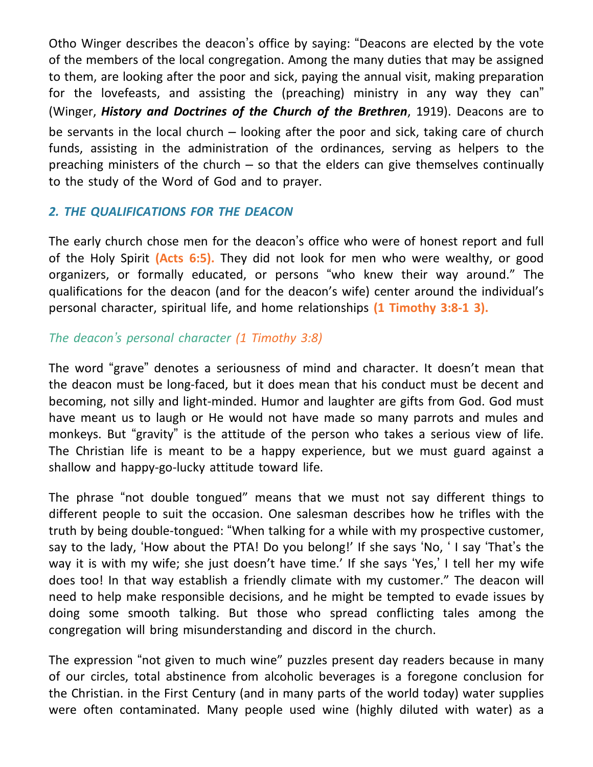Otho Winger describes the deacon's office by saying: "Deacons are elected by the vote of the members of the local congregation. Among the many duties that may be assigned to them, are looking after the poor and sick, paying the annual visit, making preparation for the lovefeasts, and assisting the (preaching) ministry in any way they can" (Winger, ***History and Doctrines of the Church of the Brethren***, 1919). Deacons are to be servants in the local church – looking after the poor and sick, taking care of church funds, assisting in the administration of the ordinances, serving as helpers to the preaching ministers of the church – so that the elders can give themselves continually to the study of the Word of God and to prayer.

### *2. THE QUALIFICATIONS FOR THE DEACON*

The early church chose men for the deacon's office who were of honest report and full of the Holy Spirit **(Acts 6:5).** They did not look for men who were wealthy, or good organizers, or formally educated, or persons "who knew their way around." The qualifications for the deacon (and for the deacon's wife) center around the individual's personal character, spiritual life, and home relationships **(1 Timothy 3:8-1 3).**

*The deacon's personal character (1 Timothy 3:8)*

The word "grave" denotes a seriousness of mind and character. It doesn't mean that the deacon must be long-faced, but it does mean that his conduct must be decent and becoming, not silly and light-minded. Humor and laughter are gifts from God. God must have meant us to laugh or He would not have made so many parrots and mules and monkeys. But "gravity" is the attitude of the person who takes a serious view of life. The Christian life is meant to be a happy experience, but we must guard against a shallow and happy-go-lucky attitude toward life.

The phrase "not double tongued" means that we must not say different things to different people to suit the occasion. One salesman describes how he trifles with the truth by being double-tongued: "When talking for a while with my prospective customer, say to the lady, 'How about the PTA! Do you belong!' If she says 'No, ' I say 'That's the way it is with my wife; she just doesn't have time.' If she says 'Yes,' I tell her my wife does too! In that way establish a friendly climate with my customer." The deacon will need to help make responsible decisions, and he might be tempted to evade issues by doing some smooth talking. But those who spread conflicting tales among the congregation will bring misunderstanding and discord in the church.

The expression "not given to much wine" puzzles present day readers because in many of our circles, total abstinence from alcoholic beverages is a foregone conclusion for the Christian. in the First Century (and in many parts of the world today) water supplies were often contaminated. Many people used wine (highly diluted with water) as a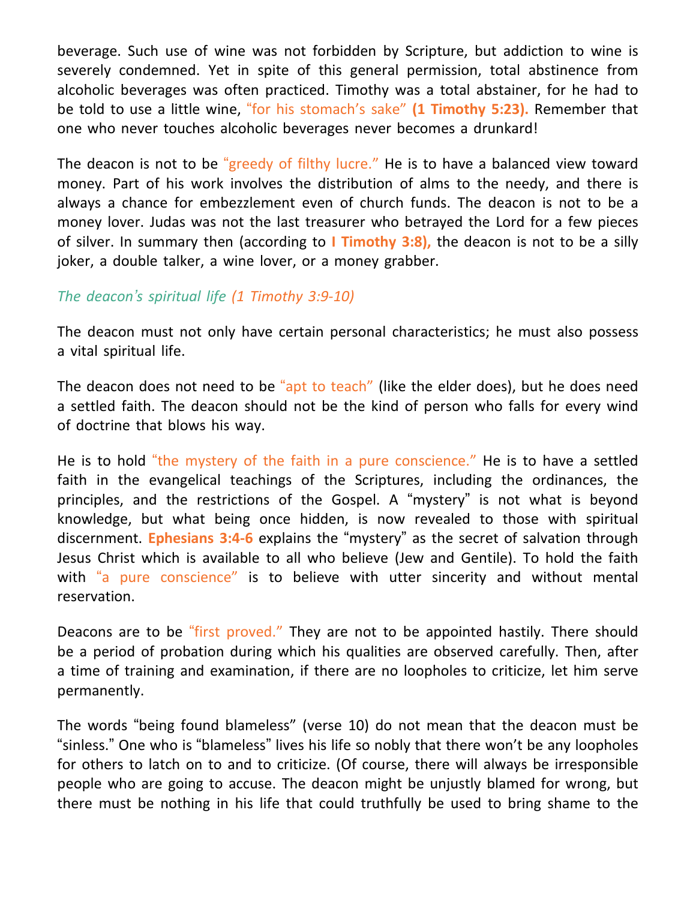beverage. Such use of wine was not forbidden by Scripture, but addiction to wine is severely condemned. Yet in spite of this general permission, total abstinence from alcoholic beverages was often practiced. Timothy was a total abstainer, for he had to be told to use a little wine, "for his stomach's sake" **(1 Timothy 5:23).** Remember that one who never touches alcoholic beverages never becomes a drunkard!

The deacon is not to be "greedy of filthy lucre." He is to have a balanced view toward money. Part of his work involves the distribution of alms to the needy, and there is always a chance for embezzlement even of church funds. The deacon is not to be a money lover. Judas was not the last treasurer who betrayed the Lord for a few pieces of silver. In summary then (according to **I Timothy 3:8),** the deacon is not to be a silly joker, a double talker, a wine lover, or a money grabber.

*The deacon's spiritual life (1 Timothy 3:9-10)*

The deacon must not only have certain personal characteristics; he must also possess a vital spiritual life.

The deacon does not need to be "apt to teach" (like the elder does), but he does need a settled faith. The deacon should not be the kind of person who falls for every wind of doctrine that blows his way.

He is to hold "the mystery of the faith in a pure conscience." He is to have a settled faith in the evangelical teachings of the Scriptures, including the ordinances, the principles, and the restrictions of the Gospel. A "mystery" is not what is beyond knowledge, but what being once hidden, is now revealed to those with spiritual discernment. **Ephesians 3:4-6** explains the "mystery" as the secret of salvation through Jesus Christ which is available to all who believe (Jew and Gentile). To hold the faith with "a pure conscience" is to believe with utter sincerity and without mental reservation.

Deacons are to be "first proved." They are not to be appointed hastily. There should be a period of probation during which his qualities are observed carefully. Then, after a time of training and examination, if there are no loopholes to criticize, let him serve permanently.

The words "being found blameless" (verse 10) do not mean that the deacon must be "sinless." One who is "blameless" lives his life so nobly that there won't be any loopholes for others to latch on to and to criticize. (Of course, there will always be irresponsible people who are going to accuse. The deacon might be unjustly blamed for wrong, but there must be nothing in his life that could truthfully be used to bring shame to the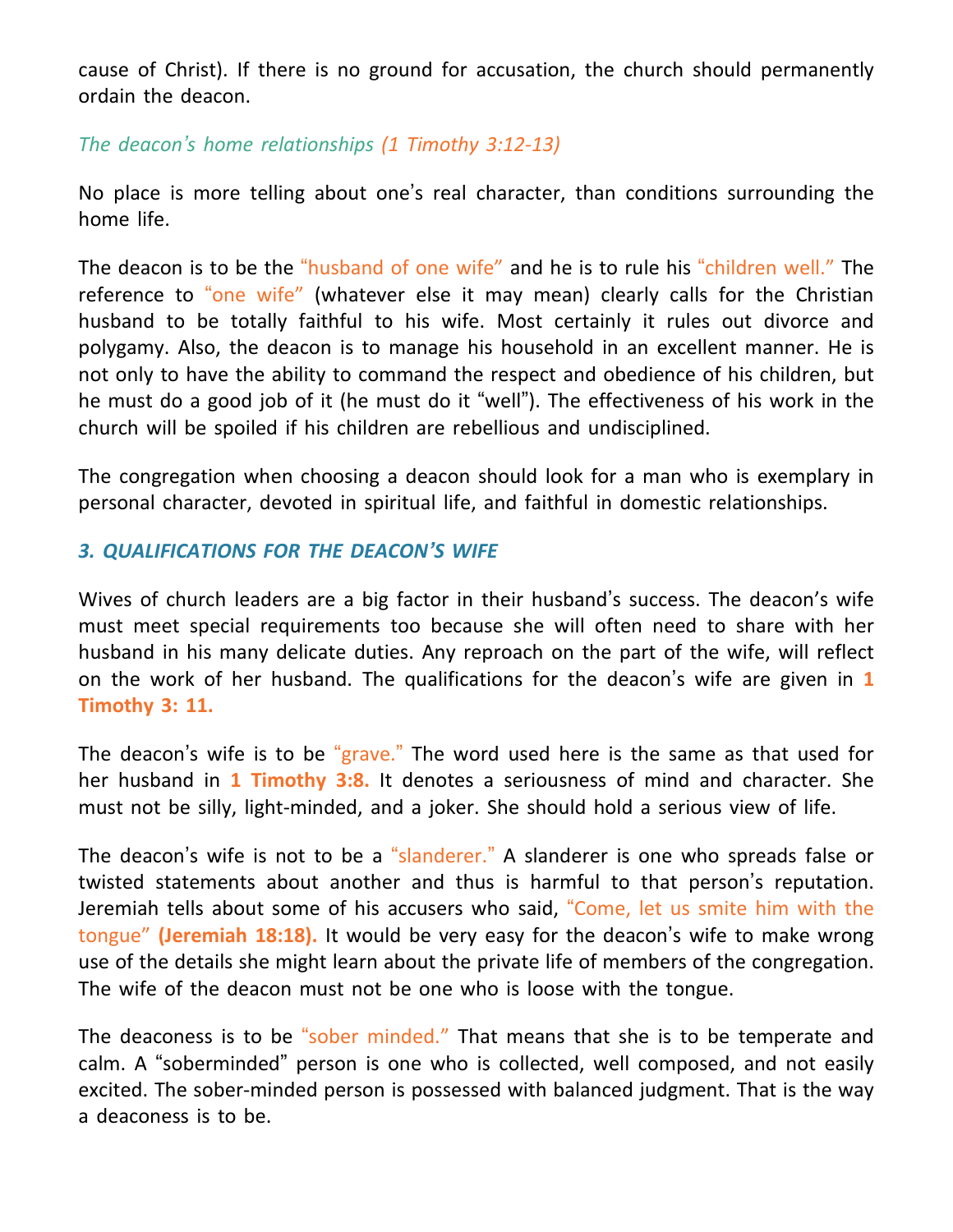cause of Christ). If there is no ground for accusation, the church should permanently ordain the deacon.

*The deacon's home relationships (1 Timothy 3:12-13)*

No place is more telling about one's real character, than conditions surrounding the home life.

The deacon is to be the "husband of one wife" and he is to rule his "children well." The reference to "one wife" (whatever else it may mean) clearly calls for the Christian husband to be totally faithful to his wife. Most certainly it rules out divorce and polygamy. Also, the deacon is to manage his household in an excellent manner. He is not only to have the ability to command the respect and obedience of his children, but he must do a good job of it (he must do it "well"). The effectiveness of his work in the church will be spoiled if his children are rebellious and undisciplined.

The congregation when choosing a deacon should look for a man who is exemplary in personal character, devoted in spiritual life, and faithful in domestic relationships.

### *3. QUALIFICATIONS FOR THE DEACON'S WIFE*

Wives of church leaders are a big factor in their husband's success. The deacon's wife must meet special requirements too because she will often need to share with her husband in his many delicate duties. Any reproach on the part of the wife, will reflect on the work of her husband. The qualifications for the deacon's wife are given in **1 Timothy 3: 11.**

The deacon's wife is to be "grave." The word used here is the same as that used for her husband in **1 Timothy 3:8.** It denotes a seriousness of mind and character. She must not be silly, light-minded, and a joker. She should hold a serious view of life.

The deacon's wife is not to be a "slanderer." A slanderer is one who spreads false or twisted statements about another and thus is harmful to that person's reputation. Jeremiah tells about some of his accusers who said, "Come, let us smite him with the tongue" **(Jeremiah 18:18).** It would be very easy for the deacon's wife to make wrong use of the details she might learn about the private life of members of the congregation. The wife of the deacon must not be one who is loose with the tongue.

The deaconess is to be "sober minded." That means that she is to be temperate and calm. A "soberminded" person is one who is collected, well composed, and not easily excited. The sober-minded person is possessed with balanced judgment. That is the way a deaconess is to be.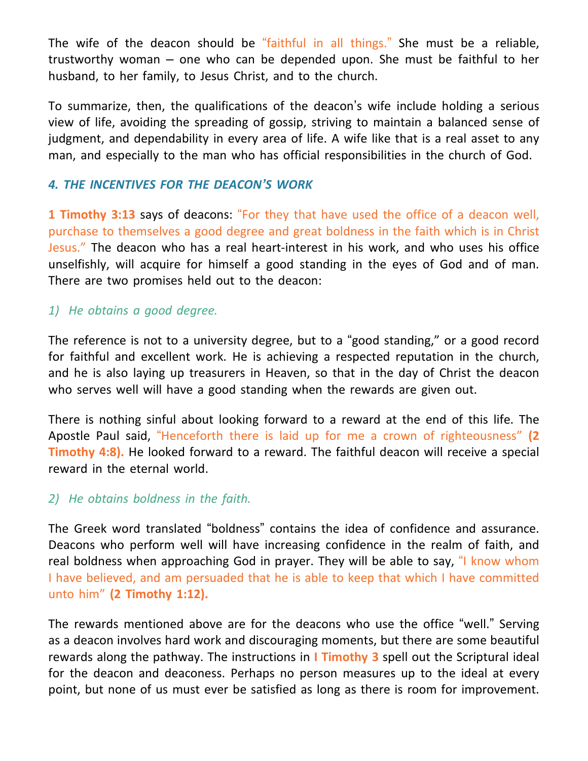The wife of the deacon should be "faithful in all things." She must be a reliable, trustworthy woman – one who can be depended upon. She must be faithful to her husband, to her family, to Jesus Christ, and to the church.

To summarize, then, the qualifications of the deacon's wife include holding a serious view of life, avoiding the spreading of gossip, striving to maintain a balanced sense of judgment, and dependability in every area of life. A wife like that is a real asset to any man, and especially to the man who has official responsibilities in the church of God.

### *4. THE INCENTIVES FOR THE DEACON'S WORK*

**1 Timothy 3:13** says of deacons: "For they that have used the office of a deacon well, purchase to themselves a good degree and great boldness in the faith which is in Christ Jesus." The deacon who has a real heart-interest in his work, and who uses his office unselfishly, will acquire for himself a good standing in the eyes of God and of man. There are two promises held out to the deacon:

*1) He obtains a good degree.*

The reference is not to a university degree, but to a "good standing," or a good record for faithful and excellent work. He is achieving a respected reputation in the church, and he is also laying up treasurers in Heaven, so that in the day of Christ the deacon who serves well will have a good standing when the rewards are given out.

There is nothing sinful about looking forward to a reward at the end of this life. The Apostle Paul said, "Henceforth there is laid up for me a crown of righteousness" **(2 Timothy 4:8).** He looked forward to a reward. The faithful deacon will receive a special reward in the eternal world.

*2) He obtains boldness in the faith.*

The Greek word translated "boldness" contains the idea of confidence and assurance. Deacons who perform well will have increasing confidence in the realm of faith, and real boldness when approaching God in prayer. They will be able to say, "I know whom I have believed, and am persuaded that he is able to keep that which I have committed unto him" **(2 Timothy 1:12).**

The rewards mentioned above are for the deacons who use the office "well." Serving as a deacon involves hard work and discouraging moments, but there are some beautiful rewards along the pathway. The instructions in **I Timothy 3** spell out the Scriptural ideal for the deacon and deaconess. Perhaps no person measures up to the ideal at every point, but none of us must ever be satisfied as long as there is room for improvement.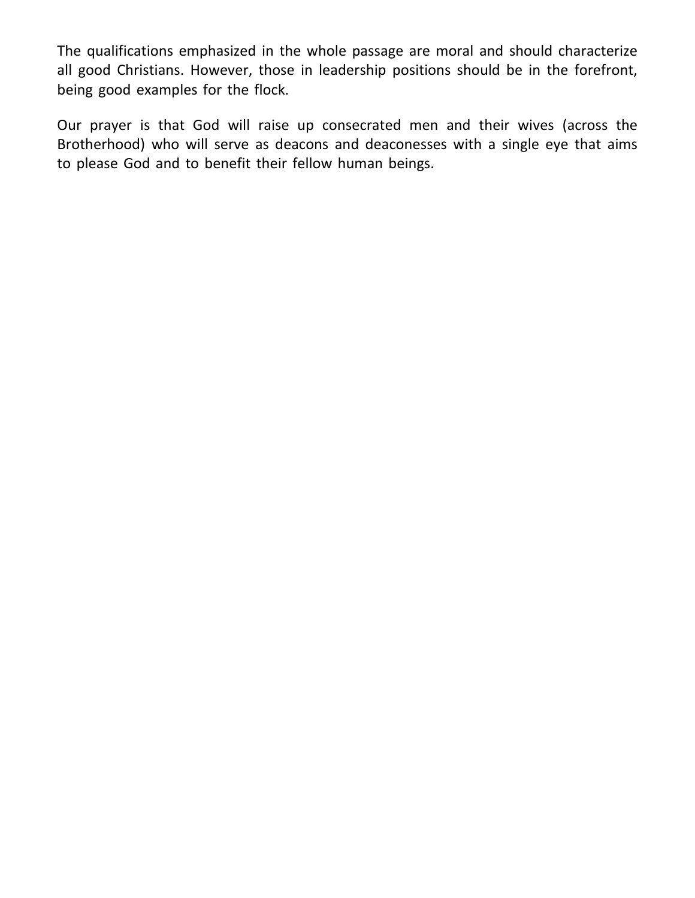The qualifications emphasized in the whole passage are moral and should characterize all good Christians. However, those in leadership positions should be in the forefront, being good examples for the flock.

Our prayer is that God will raise up consecrated men and their wives (across the Brotherhood) who will serve as deacons and deaconesses with a single eye that aims to please God and to benefit their fellow human beings.